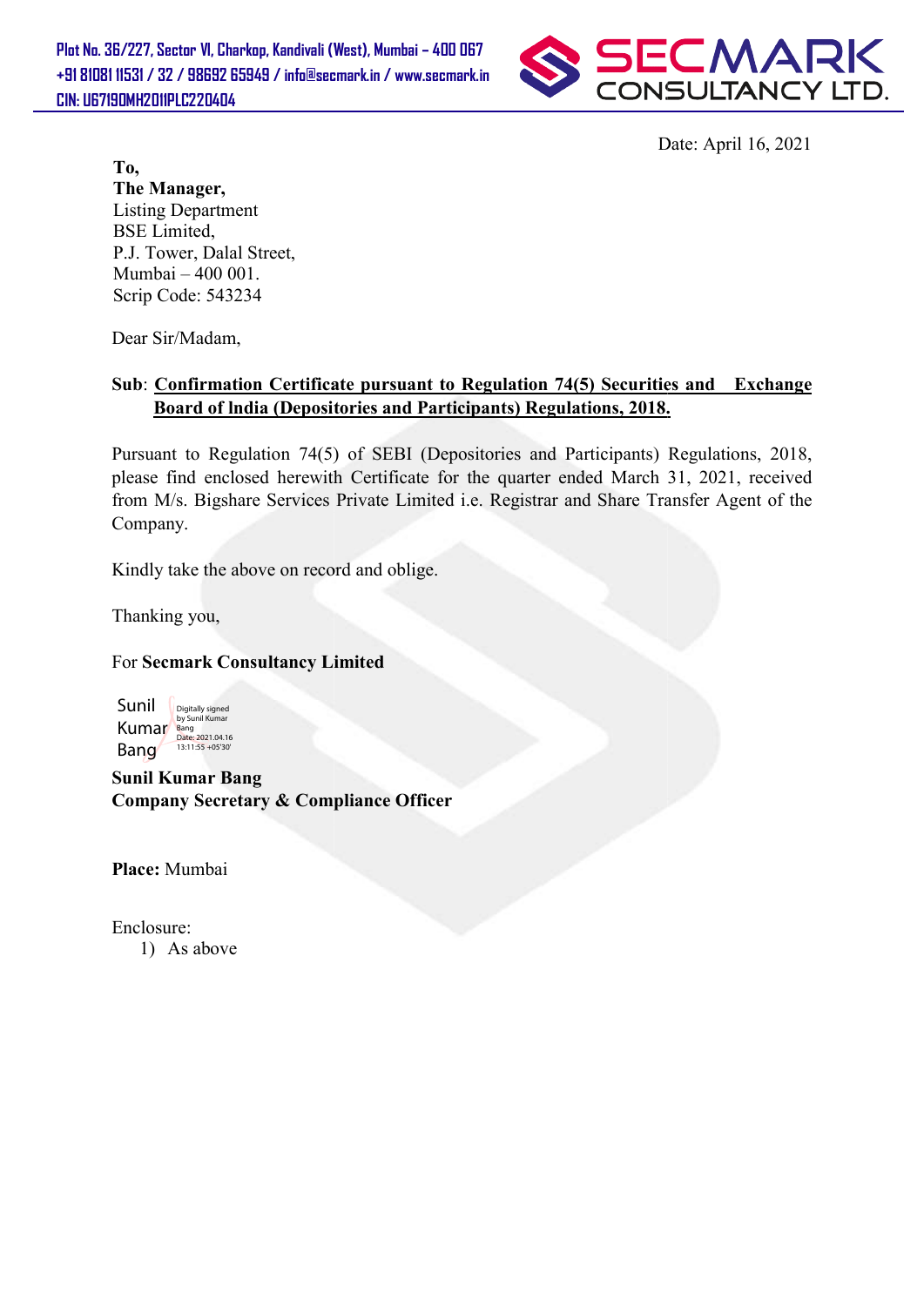Plot No. 36/227, Sector VI, Charkop, Kandivali (West), Mumbai – 400 067
+91 81081 11531 / 32 / 98692 65949 / info@secmark.in / www.secmark.in
CIN: U67190MH2011PLC220404

SECMARK CONSULTANCY LTD.

Date: April 16, 2021

**To,**
**The Manager,**
Listing Department
BSE Limited,
P.J. Tower, Dalal Street,
Mumbai – 400 001.
Scrip Code: 543234

Dear Sir/Madam,

**Sub**: **Confirmation Certificate pursuant to Regulation 74(5) Securities and Exchange Board of India (Depositories and Participants) Regulations, 2018.**

Pursuant to Regulation 74(5) of SEBI (Depositories and Participants) Regulations, 2018, please find enclosed herewith Certificate for the quarter ended March 31, 2021, received from M/s. Bigshare Services Private Limited i.e. Registrar and Share Transfer Agent of the Company.

Kindly take the above on record and oblige.

Thanking you,

For **Secmark Consultancy Limited**

Sunil Kumar Bang
Digitally signed by Sunil Kumar Bang
Date: 2021.04.16 13:11:55 +05'30'

**Sunil Kumar Bang**
**Company Secretary & Compliance Officer**

**Place:** Mumbai

Enclosure:
1) As above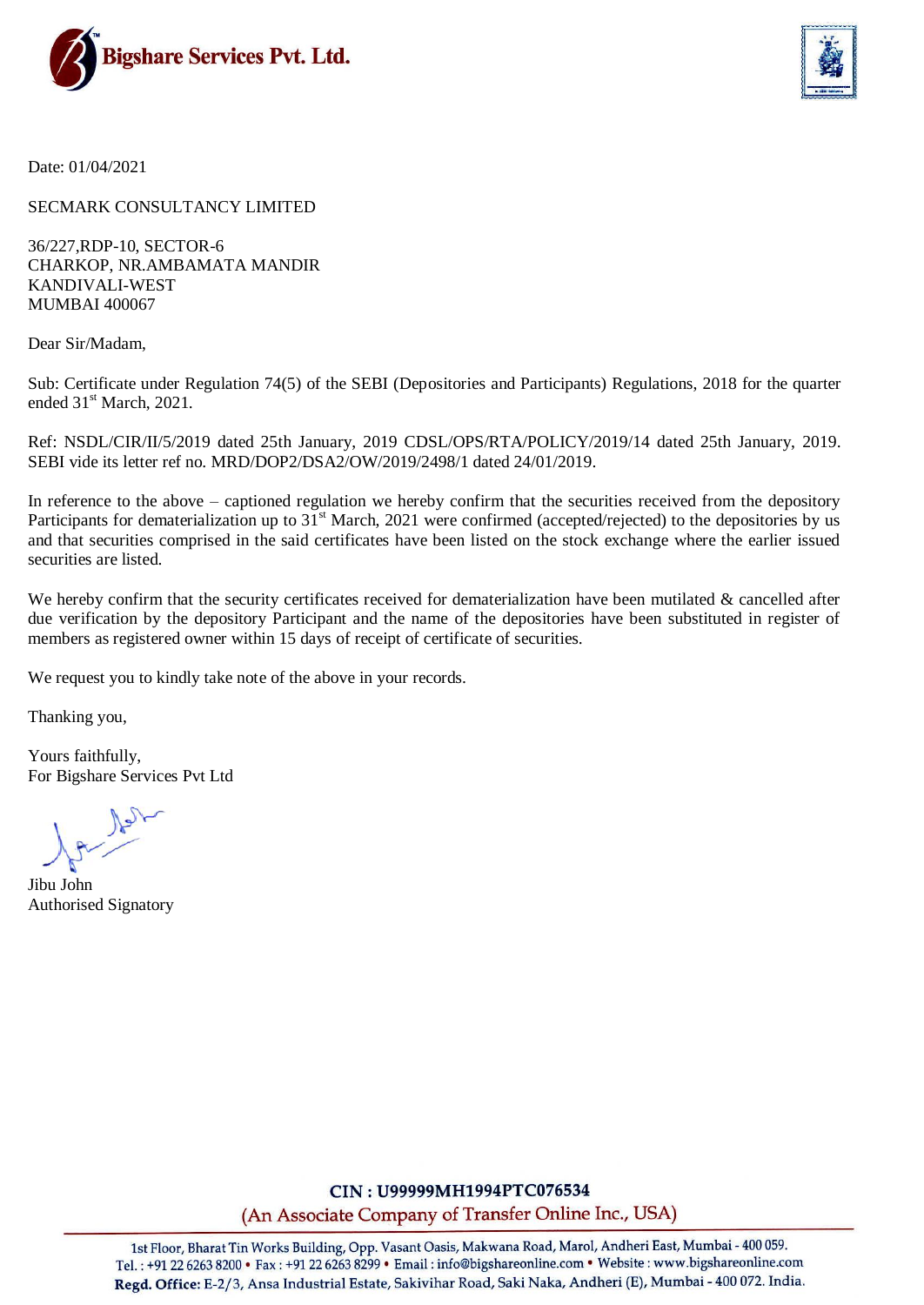**Bigshare Services Pvt. Ltd.**

Date: 01/04/2021

SECMARK CONSULTANCY LIMITED

36/227,RDP-10, SECTOR-6
CHARKOP, NR.AMBAMATA MANDIR
KANDIVALI-WEST
MUMBAI 400067

Dear Sir/Madam,

Sub: Certificate under Regulation 74(5) of the SEBI (Depositories and Participants) Regulations, 2018 for the quarter ended 31st March, 2021.

Ref: NSDL/CIR/II/5/2019 dated 25th January, 2019 CDSL/OPS/RTA/POLICY/2019/14 dated 25th January, 2019. SEBI vide its letter ref no. MRD/DOP2/DSA2/OW/2019/2498/1 dated 24/01/2019.

In reference to the above – captioned regulation we hereby confirm that the securities received from the depository Participants for dematerialization up to 31st March, 2021 were confirmed (accepted/rejected) to the depositories by us and that securities comprised in the said certificates have been listed on the stock exchange where the earlier issued securities are listed.

We hereby confirm that the security certificates received for dematerialization have been mutilated & cancelled after due verification by the depository Participant and the name of the depositories have been substituted in register of members as registered owner within 15 days of receipt of certificate of securities.

We request you to kindly take note of the above in your records.

Thanking you,

Yours faithfully,
For Bigshare Services Pvt Ltd

Jibu John
Authorised Signatory

**CIN : U99999MH1994PTC076534**
(An Associate Company of Transfer Online Inc., USA)

1st Floor, Bharat Tin Works Building, Opp. Vasant Oasis, Makwana Road, Marol, Andheri East, Mumbai - 400 059.
Tel. : +91 22 6263 8200 • Fax : +91 22 6263 8299 • Email : info@bigshareonline.com • Website : www.bigshareonline.com
**Regd. Office:** E-2/3, Ansa Industrial Estate, Sakivihar Road, Saki Naka, Andheri (E), Mumbai - 400 072. India.